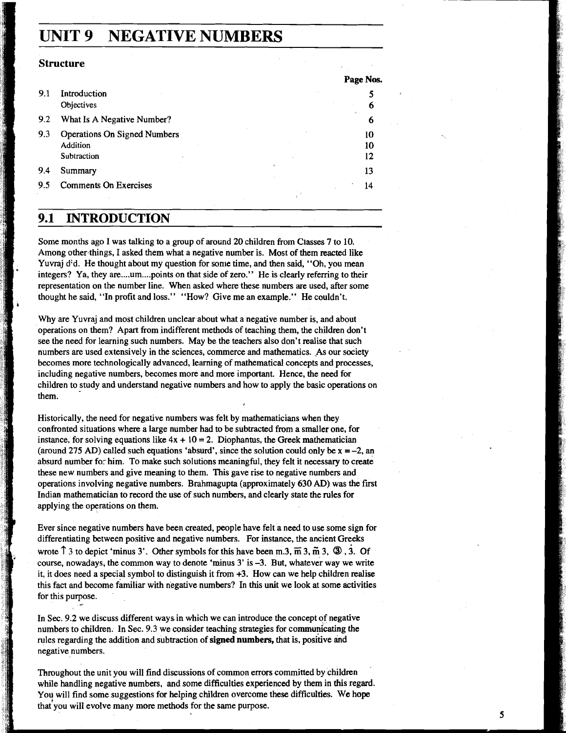# UNIT 9 NEGATIVE NUMBERS

## Structure

| | | Page Nos. |
|---|---|---|
| 9.1 | Introduction | 5 |
| | Objectives | 6 |
| 9.2 | What Is A Negative Number? | 6 |
| 9.3 | Operations On Signed Numbers | 10 |
| | Addition | 10 |
| | Subtraction | 12 |
| 9.4 | Summary | 13 |
| 9.5 | Comments On Exercises | 14 |

## 9.1 INTRODUCTION

Some months ago I was talking to a group of around 20 children from Classes 7 to 10. Among other things, I asked them what a negative number is. Most of them reacted like Yuvraj did. He thought about my question for some time, and then said, "Oh, you mean integers? Ya, they are....um....points on that side of zero." He is clearly referring to their representation on the number line. When asked where these numbers are used, after some thought he said, "In profit and loss." "How? Give me an example." He couldn't.

Why are Yuvraj and most children unclear about what a negative number is, and about operations on them? Apart from indifferent methods of teaching them, the children don't see the need for learning such numbers. May be the teachers also don't realise that such numbers are used extensively in the sciences, commerce and mathematics. As our society becomes more technologically advanced, learning of mathematical concepts and processes, including negative numbers, becomes more and more important. Hence, the need for children to study and understand negative numbers and how to apply the basic operations on them.

Historically, the need for negative numbers was felt by mathematicians when they confronted situations where a large number had to be subtracted from a smaller one, for instance, for solving equations like $4x + 10 = 2$. Diophantus, the Greek mathematician (around 275 AD) called such equations 'absurd', since the solution could only be $x = -2$, an absurd number for him. To make such solutions meaningful, they felt it necessary to create these new numbers and give meaning to them. This gave rise to negative numbers and operations involving negative numbers. Brahmagupta (approximately 630 AD) was the first Indian mathematician to record the use of such numbers, and clearly state the rules for applying the operations on them.

Ever since negative numbers have been created, people have felt a need to use some sign for differentiating between positive and negative numbers. For instance, the ancient Greeks wrote ↑ 3 to depict 'minus 3'. Other symbols for this have been m.3, $\overline{m}$ 3, $\tilde{m}$ 3, ③, $\dot{3}$. Of course, nowadays, the common way to denote 'minus 3' is –3. But, whatever way we write it, it does need a special symbol to distinguish it from +3. How can we help children realise this fact and become familiar with negative numbers? In this unit we look at some activities for this purpose.

In Sec. 9.2 we discuss different ways in which we can introduce the concept of negative numbers to children. In Sec. 9.3 we consider teaching strategies for communicating the rules regarding the addition and subtraction of **signed numbers**, that is, positive and negative numbers.

Throughout the unit you will find discussions of common errors committed by children while handling negative numbers, and some difficulties experienced by them in this regard. You will find some suggestions for helping children overcome these difficulties. We hope that you will evolve many more methods for the same purpose.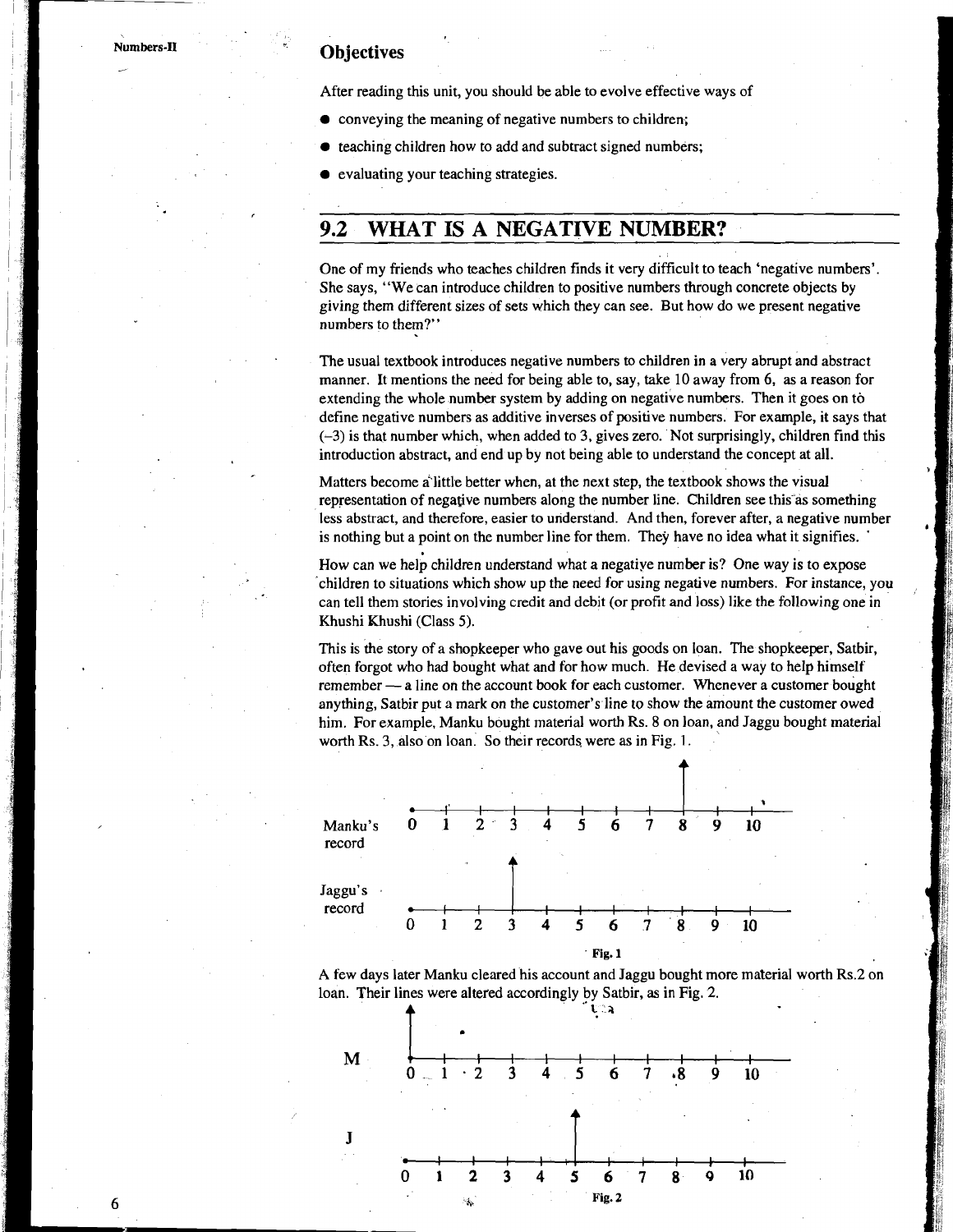## Objectives

After reading this unit, you should be able to evolve effective ways of

- conveying the meaning of negative numbers to children;
- teaching children how to add and subtract signed numbers;
- evaluating your teaching strategies.

## 9.2 WHAT IS A NEGATIVE NUMBER?

One of my friends who teaches children finds it very difficult to teach 'negative numbers'. She says, "We can introduce children to positive numbers through concrete objects by giving them different sizes of sets which they can see. But how do we present negative numbers to them?"

The usual textbook introduces negative numbers to children in a very abrupt and abstract manner. It mentions the need for being able to, say, take 10 away from 6, as a reason for extending the whole number system by adding on negative numbers. Then it goes on to define negative numbers as additive inverses of positive numbers. For example, it says that (–3) is that number which, when added to 3, gives zero. Not surprisingly, children find this introduction abstract, and end up by not being able to understand the concept at all.

Matters become a little better when, at the next step, the textbook shows the visual representation of negative numbers along the number line. Children see this as something less abstract, and therefore, easier to understand. And then, forever after, a negative number is nothing but a point on the number line for them. They have no idea what it signifies.

How can we help children understand what a negative number is? One way is to expose children to situations which show up the need for using negative numbers. For instance, you can tell them stories involving credit and debit (or profit and loss) like the following one in Khushi Khushi (Class 5).

This is the story of a shopkeeper who gave out his goods on loan. The shopkeeper, Satbir, often forgot who had bought what and for how much. He devised a way to help himself remember — a line on the account book for each customer. Whenever a customer bought anything, Satbir put a mark on the customer's line to show the amount the customer owed him. For example, Manku bought material worth Rs. 8 on loan, and Jaggu bought material worth Rs. 3, also on loan. So their records were as in Fig. 1.

Manku's record: 0 1 2 3 4 5 6 7 8 9 10 (mark at 8)

Jaggu's record: 0 1 2 3 4 5 6 7 8 9 10 (mark at 3)

Fig. 1

A few days later Manku cleared his account and Jaggu bought more material worth Rs.2 on loan. Their lines were altered accordingly by Satbir, as in Fig. 2.

M: 0 1 2 3 4 5 6 7 8 9 10 (mark at 0)

J: 0 1 2 3 4 5 6 7 8 9 10 (mark at 5)

Fig. 2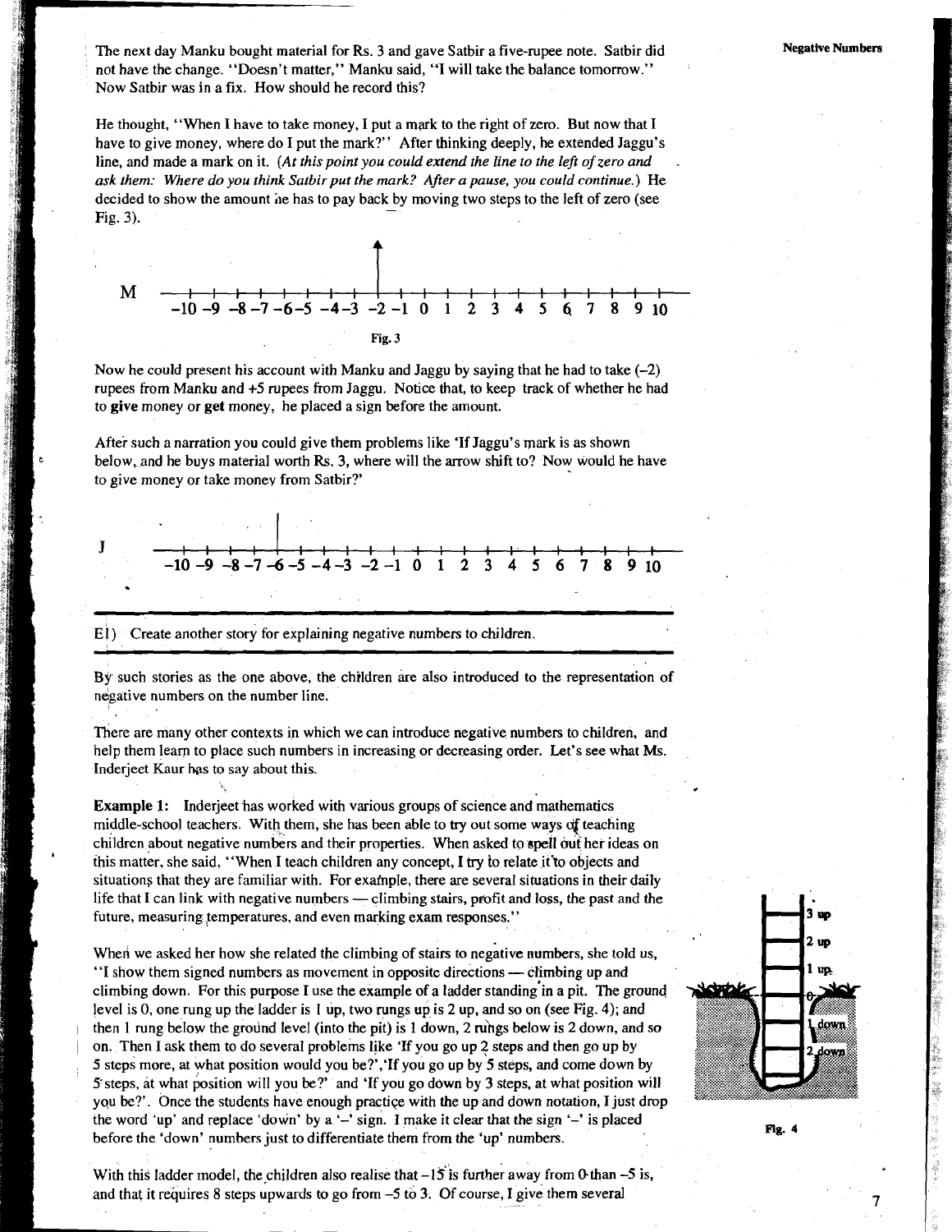The next day Manku bought material for Rs. 3 and gave Satbir a five-rupee note. Satbir did not have the change. "Doesn't matter," Manku said, "I will take the balance tomorrow." Now Satbir was in a fix. How should he record this?

He thought, "When I have to take money, I put a mark to the right of zero. But now that I have to give money, where do I put the mark?" After thinking deeply, he extended Jaggu's line, and made a mark on it. *(At this point you could extend the line to the left of zero and ask them: Where do you think Satbir put the mark? After a pause, you could continue.)* He decided to show the amount he has to pay back by moving two steps to the left of zero (see Fig. 3).

M  –10 –9 –8 –7 –6 –5 –4 –3 –2 –1 0 1 2 3 4 5 6 7 8 9 10

Fig. 3

Now he could present his account with Manku and Jaggu by saying that he had to take (–2) rupees from Manku and +5 rupees from Jaggu. Notice that, to keep track of whether he had to **give** money or **get** money, he placed a sign before the amount.

After such a narration you could give them problems like 'If Jaggu's mark is as shown below, and he buys material worth Rs. 3, where will the arrow shift to? Now would he have to give money or take money from Satbir?'

J  –10 –9 –8 –7 –6 –5 –4 –3 –2 –1 0 1 2 3 4 5 6 7 8 9 10

---

E1) Create another story for explaining negative numbers to children.

---

By such stories as the one above, the children are also introduced to the representation of negative numbers on the number line.

There are many other contexts in which we can introduce negative numbers to children, and help them learn to place such numbers in increasing or decreasing order. Let's see what Ms. Inderjeet Kaur has to say about this.

**Example 1:** Inderjeet has worked with various groups of science and mathematics middle-school teachers. With them, she has been able to try out some ways of teaching children about negative numbers and their properties. When asked to spell out her ideas on this matter, she said, "When I teach children any concept, I try to relate it to objects and situations that they are familiar with. For example, there are several situations in their daily life that I can link with negative numbers — climbing stairs, profit and loss, the past and the future, measuring temperatures, and even marking exam responses."

When we asked her how she related the climbing of stairs to negative numbers, she told us, "I show them signed numbers as movement in opposite directions — climbing up and climbing down. For this purpose I use the example of a ladder standing in a pit. The ground level is 0, one rung up the ladder is 1 up, two rungs up is 2 up, and so on (see Fig. 4); and then 1 rung below the ground level (into the pit) is 1 down, 2 rungs below is 2 down, and so on. Then I ask them to do several problems like 'If you go up 2 steps and then go up by 5 steps more, at what position would you be?', 'If you go up by 5 steps, and come down by 5 steps, at what position will you be?' and 'If you go down by 3 steps, at what position will you be?'. Once the students have enough practice with the up and down notation, I just drop the word 'up' and replace 'down' by a '–' sign. I make it clear that the sign '–' is placed before the 'down' numbers just to differentiate them from the 'up' numbers.

3 up
2 up
1 up
0
1 down
2 down

Fig. 4

With this ladder model, the children also realise that –15 is further away from 0 than –5 is, and that it requires 8 steps upwards to go from –5 to 3. Of course, I give them several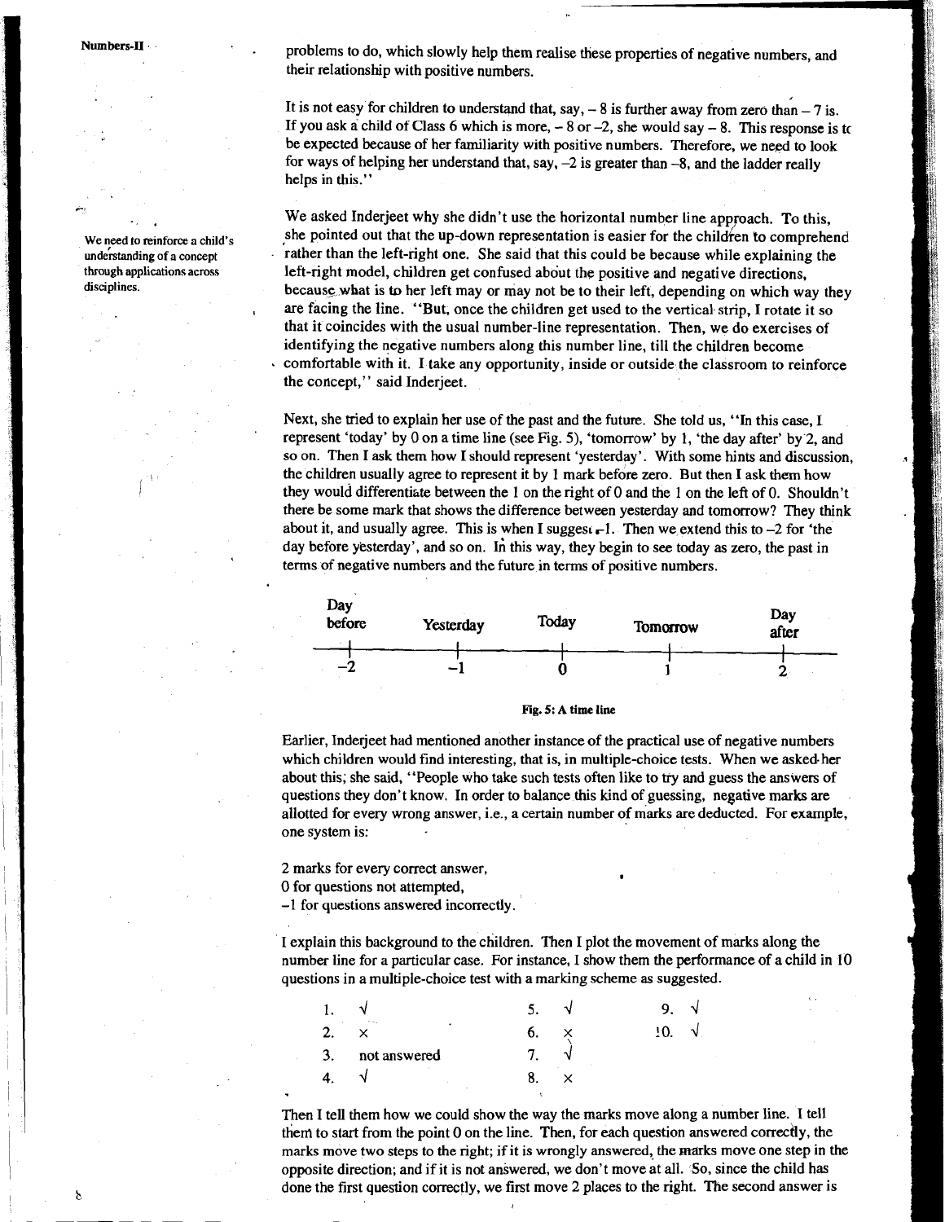problems to do, which slowly help them realise these properties of negative numbers, and their relationship with positive numbers.

It is not easy for children to understand that, say, – 8 is further away from zero than – 7 is. If you ask a child of Class 6 which is more, – 8 or –2, she would say – 8. This response is to be expected because of her familiarity with positive numbers. Therefore, we need to look for ways of helping her understand that, say, –2 is greater than –8, and the ladder really helps in this."

We need to reinforce a child's understanding of a concept through applications across disciplines.

We asked Inderjeet why she didn't use the horizontal number line approach. To this, she pointed out that the up-down representation is easier for the children to comprehend rather than the left-right one. She said that this could be because while explaining the left-right model, children get confused about the positive and negative directions, because what is to her left may or may not be to their left, depending on which way they are facing the line. "But, once the children get used to the vertical strip, I rotate it so that it coincides with the usual number-line representation. Then, we do exercises of identifying the negative numbers along this number line, till the children become comfortable with it. I take any opportunity, inside or outside the classroom to reinforce the concept," said Inderjeet.

Next, she tried to explain her use of the past and the future. She told us, "In this case, I represent 'today' by 0 on a time line (see Fig. 5), 'tomorrow' by 1, 'the day after' by 2, and so on. Then I ask them how I should represent 'yesterday'. With some hints and discussion, the children usually agree to represent it by 1 mark before zero. But then I ask them how they would differentiate between the 1 on the right of 0 and the 1 on the left of 0. Shouldn't there be some mark that shows the difference between yesterday and tomorrow? They think about it, and usually agree. This is when I suggest –1. Then we extend this to –2 for 'the day before yesterday', and so on. In this way, they begin to see today as zero, the past in terms of negative numbers and the future in terms of positive numbers.

| Day before | Yesterday | Today | Tomorrow | Day after |
|---|---|---|---|---|
| –2 | –1 | 0 | 1 | 2 |

Fig. 5: A time line

Earlier, Inderjeet had mentioned another instance of the practical use of negative numbers which children would find interesting, that is, in multiple-choice tests. When we asked her about this, she said, "People who take such tests often like to try and guess the answers of questions they don't know. In order to balance this kind of guessing, negative marks are allotted for every wrong answer, i.e., a certain number of marks are deducted. For example, one system is:

2 marks for every correct answer,
0 for questions not attempted,
–1 for questions answered incorrectly.

I explain this background to the children. Then I plot the movement of marks along the number line for a particular case. For instance, I show them the performance of a child in 10 questions in a multiple-choice test with a marking scheme as suggested.

1. √
2. ×
3. not answered
4. √
5. √
6. ×
7. √
8. ×
9. √
10. √

Then I tell them how we could show the way the marks move along a number line. I tell them to start from the point 0 on the line. Then, for each question answered correctly, the marks move two steps to the right; if it is wrongly answered, the marks move one step in the opposite direction; and if it is not answered, we don't move at all. So, since the child has done the first question correctly, we first move 2 places to the right. The second answer is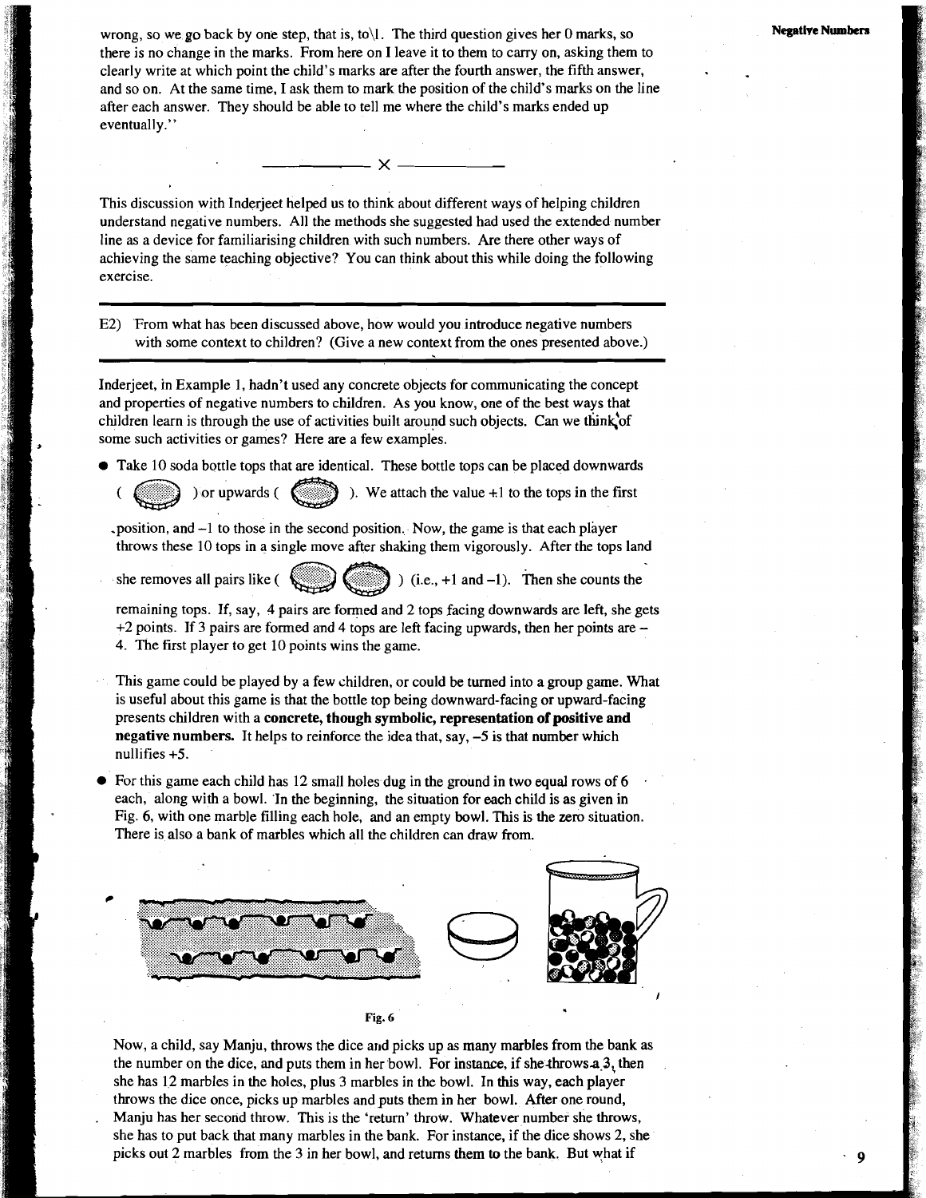wrong, so we go back by one step, that is, to 1. The third question gives her 0 marks, so there is no change in the marks. From here on I leave it to them to carry on, asking them to clearly write at which point the child's marks are after the fourth answer, the fifth answer, and so on. At the same time, I ask them to mark the position of the child's marks on the line after each answer. They should be able to tell me where the child's marks ended up eventually."

———— x ————

This discussion with Inderjeet helped us to think about different ways of helping children understand negative numbers. All the methods she suggested had used the extended number line as a device for familiarising children with such numbers. Are there other ways of achieving the same teaching objective? You can think about this while doing the following exercise.

---

E2) From what has been discussed above, how would you introduce negative numbers with some context to children? (Give a new context from the ones presented above.)

---

Inderjeet, in Example 1, hadn't used any concrete objects for communicating the concept and properties of negative numbers to children. As you know, one of the best ways that children learn is through the use of activities built around such objects. Can we think of some such activities or games? Here are a few examples.

- Take 10 soda bottle tops that are identical. These bottle tops can be placed downwards ( ) or upwards ( ). We attach the value +1 to the tops in the first position, and –1 to those in the second position. Now, the game is that each player throws these 10 tops in a single move after shaking them vigorously. After the tops land she removes all pairs like ( ) (i.e., +1 and –1). Then she counts the remaining tops. If, say, 4 pairs are formed and 2 tops facing downwards are left, she gets +2 points. If 3 pairs are formed and 4 tops are left facing upwards, then her points are –4. The first player to get 10 points wins the game.

  This game could be played by a few children, or could be turned into a group game. What is useful about this game is that the bottle top being downward-facing or upward-facing presents children with a **concrete, though symbolic, representation of positive and negative numbers.** It helps to reinforce the idea that, say, –5 is that number which nullifies +5.

- For this game each child has 12 small holes dug in the ground in two equal rows of 6 each, along with a bowl. In the beginning, the situation for each child is as given in Fig. 6, with one marble filling each hole, and an empty bowl. This is the zero situation. There is also a bank of marbles which all the children can draw from.

Fig. 6

Now, a child, say Manju, throws the dice and picks up as many marbles from the bank as the number on the dice, and puts them in her bowl. For instance, if she throws a 3, then she has 12 marbles in the holes, plus 3 marbles in the bowl. In this way, each player throws the dice once, picks up marbles and puts them in her bowl. After one round, Manju has her second throw. This is the 'return' throw. Whatever number she throws, she has to put back that many marbles in the bank. For instance, if the dice shows 2, she picks out 2 marbles from the 3 in her bowl, and returns them to the bank. But what if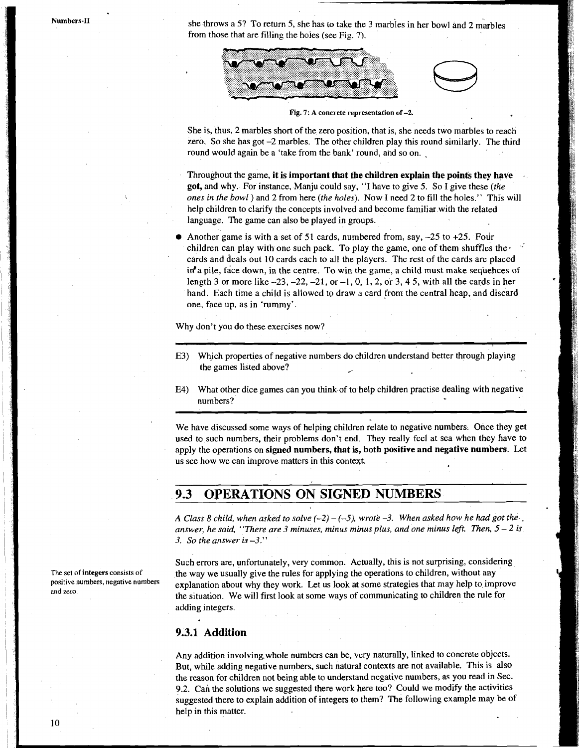she throws a 5? To return 5, she has to take the 3 marbles in her bowl and 2 marbles from those that are filling the holes (see Fig. 7).

Fig. 7: A concrete representation of –2.

She is, thus, 2 marbles short of the zero position, that is, she needs two marbles to reach zero. So she has got –2 marbles. The other children play this round similarly. The third round would again be a 'take from the bank' round, and so on.

Throughout the game, **it is important that the children explain the points they have got,** and why. For instance, Manju could say, "I have to give 5. So I give these (*the ones in the bowl*) and 2 from here (*the holes*). Now I need 2 to fill the holes." This will help children to clarify the concepts involved and become familiar with the related language. The game can also be played in groups.

- Another game is with a set of 51 cards, numbered from, say, –25 to +25. Four children can play with one such pack. To play the game, one of them shuffles the cards and deals out 10 cards each to all the players. The rest of the cards are placed in a pile, face down, in the centre. To win the game, a child must make sequences of length 3 or more like –23, –22, –21, or –1, 0, 1, 2, or 3, 4 5, with all the cards in her hand. Each time a child is allowed to draw a card from the central heap, and discard one, face up, as in 'rummy'.

Why don't you do these exercises now?

---

E3) Which properties of negative numbers do children understand better through playing the games listed above?

E4) What other dice games can you think of to help children practise dealing with negative numbers?

---

We have discussed some ways of helping children relate to negative numbers. Once they get used to such numbers, their problems don't end. They really feel at sea when they have to apply the operations on **signed numbers, that is, both positive and negative numbers**. Let us see how we can improve matters in this context.

## 9.3 OPERATIONS ON SIGNED NUMBERS

*A Class 8 child, when asked to solve (–2) – (–5), wrote –3. When asked how he had got the answer, he said, "There are 3 minuses, minus minus plus, and one minus left. Then, 5 – 2 is 3. So the answer is –3."*

Such errors are, unfortunately, very common. Actually, this is not surprising, considering the way we usually give the rules for applying the operations to children, without any explanation about why they work. Let us look at some strategies that may help to improve the situation. We will first look at some ways of communicating to children the rule for adding integers.

The set of **integers** consists of positive numbers, negative numbers and zero.

### 9.3.1 Addition

Any addition involving whole numbers can be, very naturally, linked to concrete objects. But, while adding negative numbers, such natural contexts are not available. This is also the reason for children not being able to understand negative numbers, as you read in Sec. 9.2. Can the solutions we suggested there work here too? Could we modify the activities suggested there to explain addition of integers to them? The following example may be of help in this matter.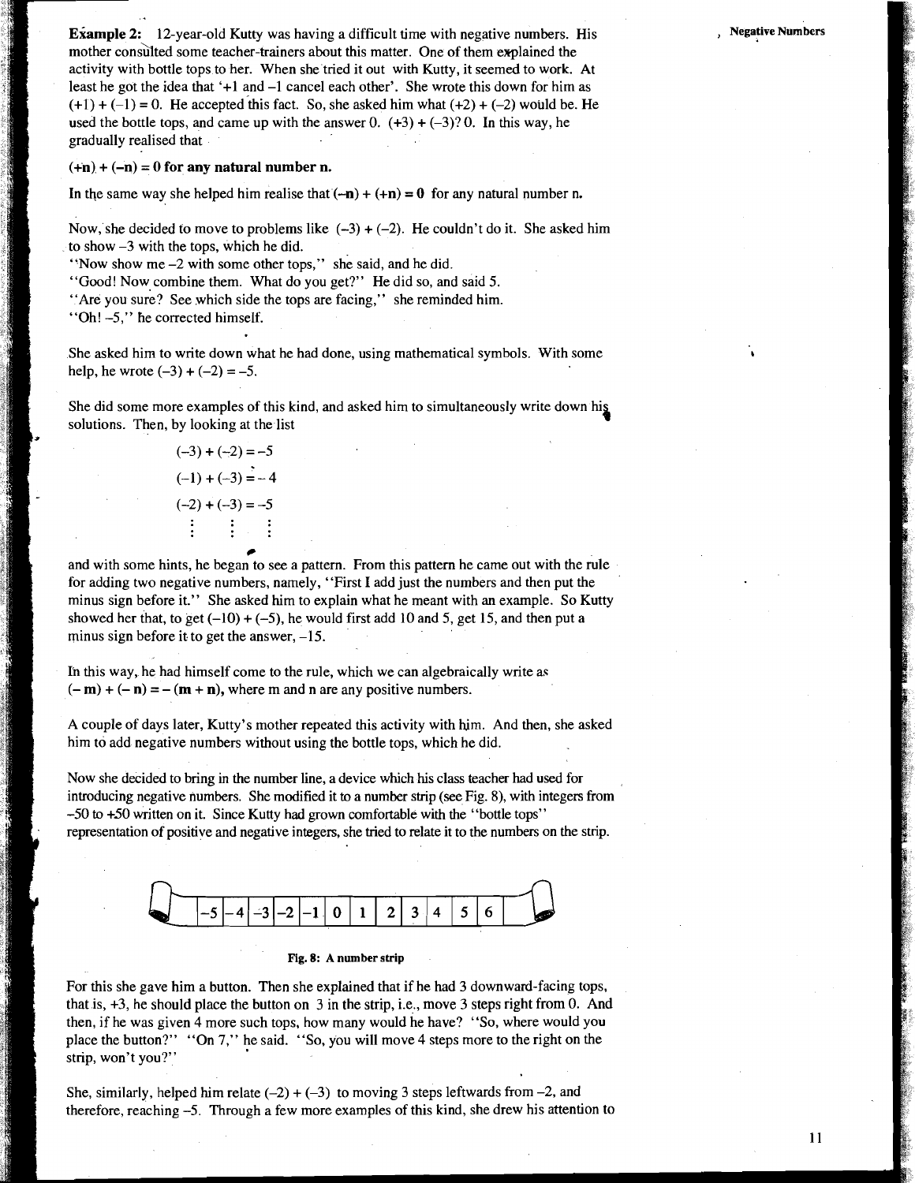**Example 2:** 12-year-old Kutty was having a difficult time with negative numbers. His mother consulted some teacher-trainers about this matter. One of them explained the activity with bottle tops to her. When she tried it out with Kutty, it seemed to work. At least he got the idea that '+1 and –1 cancel each other'. She wrote this down for him as $(+1) + (-1) = 0$. He accepted this fact. So, she asked him what $(+2) + (-2)$ would be. He used the bottle tops, and came up with the answer 0. $(+3) + (-3)$? 0. In this way, he gradually realised that

**$(+n) + (-n) = 0$ for any natural number n.**

In the same way she helped him realise that **$(-n) + (+n) = 0$** for any natural number n.

Now, she decided to move to problems like $(-3) + (-2)$. He couldn't do it. She asked him to show –3 with the tops, which he did.

"Now show me –2 with some other tops," she said, and he did.

"Good! Now combine them. What do you get?" He did so, and said 5.

"Are you sure? See which side the tops are facing," she reminded him.

"Oh! –5," he corrected himself.

She asked him to write down what he had done, using mathematical symbols. With some help, he wrote $(-3) + (-2) = -5$.

She did some more examples of this kind, and asked him to simultaneously write down his solutions. Then, by looking at the list

$$(-3) + (-2) = -5$$
$$(-1) + (-3) = -4$$
$$(-2) + (-3) = -5$$
$$\vdots \quad \vdots \quad \vdots$$

and with some hints, he began to see a pattern. From this pattern he came out with the rule for adding two negative numbers, namely, "First I add just the numbers and then put the minus sign before it." She asked him to explain what he meant with an example. So Kutty showed her that, to get $(-10) + (-5)$, he would first add 10 and 5, get 15, and then put a minus sign before it to get the answer, –15.

In this way, he had himself come to the rule, which we can algebraically write as **$(-m) + (-n) = -(m + n)$,** where m and n are any positive numbers.

A couple of days later, Kutty's mother repeated this activity with him. And then, she asked him to add negative numbers without using the bottle tops, which he did.

Now she decided to bring in the number line, a device which his class teacher had used for introducing negative numbers. She modified it to a number strip (see Fig. 8), with integers from –50 to +50 written on it. Since Kutty had grown comfortable with the "bottle tops" representation of positive and negative integers, she tried to relate it to the numbers on the strip.

| –5 | –4 | –3 | –2 | –1 | 0 | 1 | 2 | 3 | 4 | 5 | 6 |
|---|---|---|---|---|---|---|---|---|---|---|---|

**Fig. 8: A number strip**

For this she gave him a button. Then she explained that if he had 3 downward-facing tops, that is, +3, he should place the button on 3 in the strip, i.e., move 3 steps right from 0. And then, if he was given 4 more such tops, how many would he have? "So, where would you place the button?" "On 7," he said. "So, you will move 4 steps more to the right on the strip, won't you?"

She, similarly, helped him relate $(-2) + (-3)$ to moving 3 steps leftwards from –2, and therefore, reaching –5. Through a few more examples of this kind, she drew his attention to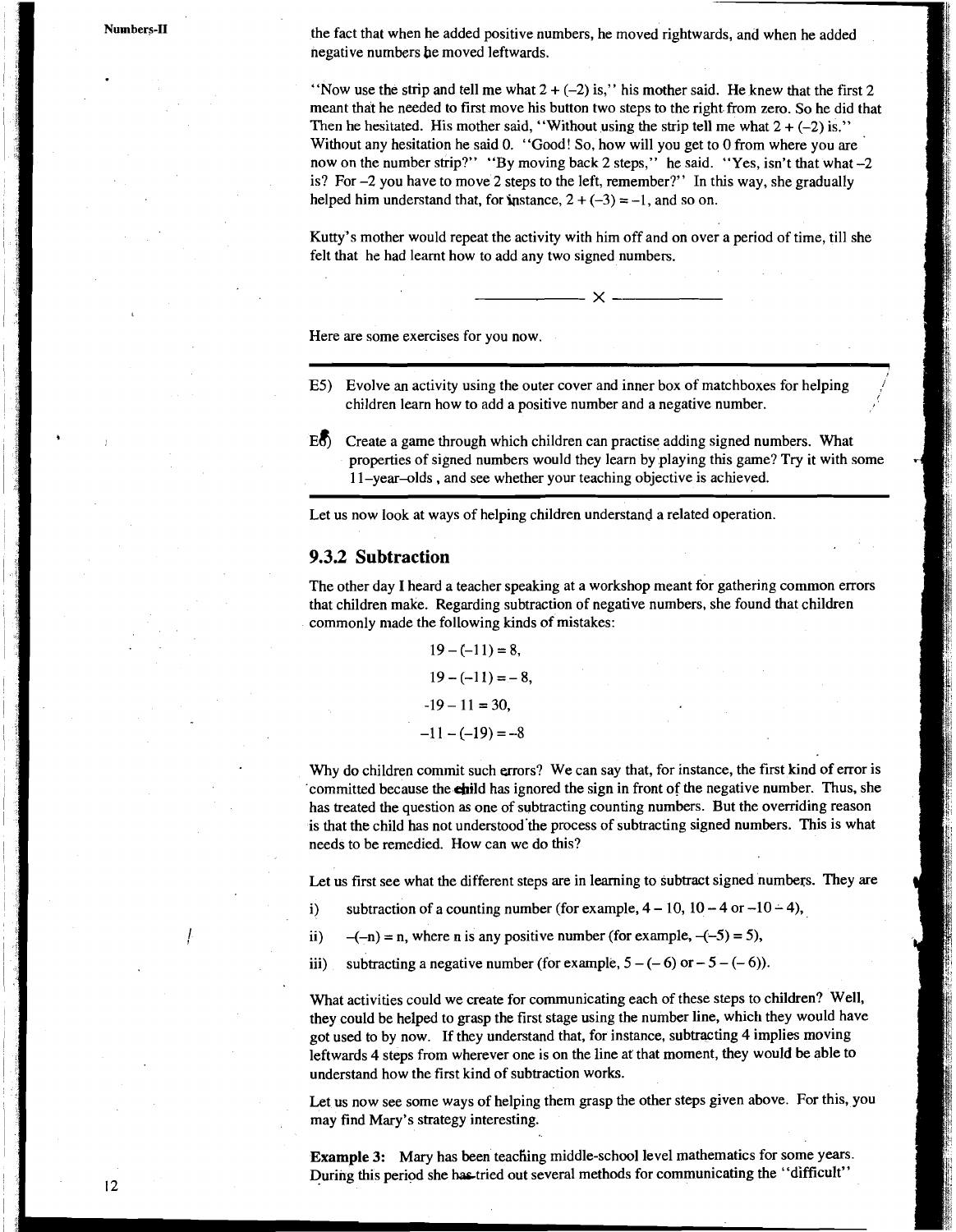the fact that when he added positive numbers, he moved rightwards, and when he added negative numbers he moved leftwards.

"Now use the strip and tell me what $2 + (-2)$ is," his mother said. He knew that the first 2 meant that he needed to first move his button two steps to the right from zero. So he did that Then he hesitated. His mother said, "Without using the strip tell me what $2 + (-2)$ is." Without any hesitation he said 0. "Good! So, how will you get to 0 from where you are now on the number strip?" "By moving back 2 steps," he said. "Yes, isn't that what $-2$ is? For $-2$ you have to move 2 steps to the left, remember?" In this way, she gradually helped him understand that, for instance, $2 + (-3) = -1$, and so on.

Kutty's mother would repeat the activity with him off and on over a period of time, till she felt that he had learnt how to add any two signed numbers.

———— x ————

Here are some exercises for you now.

---

E5) Evolve an activity using the outer cover and inner box of matchboxes for helping children learn how to add a positive number and a negative number.

E6) Create a game through which children can practise adding signed numbers. What properties of signed numbers would they learn by playing this game? Try it with some 11-year-olds, and see whether your teaching objective is achieved.

---

Let us now look at ways of helping children understand a related operation.

### 9.3.2 Subtraction

The other day I heard a teacher speaking at a workshop meant for gathering common errors that children make. Regarding subtraction of negative numbers, she found that children commonly made the following kinds of mistakes:

$$19 - (-11) = 8,$$

$$19 - (-11) = -8,$$

$$-19 - 11 = 30,$$

$$-11 - (-19) = -8$$

Why do children commit such errors? We can say that, for instance, the first kind of error is committed because the child has ignored the sign in front of the negative number. Thus, she has treated the question as one of subtracting counting numbers. But the overriding reason is that the child has not understood the process of subtracting signed numbers. This is what needs to be remedied. How can we do this?

Let us first see what the different steps are in learning to subtract signed numbers. They are

i) subtraction of a counting number (for example, $4 - 10$, $10 - 4$ or $-10 - 4$),

ii) $-(-n) = n$, where n is any positive number (for example, $-(-5) = 5$),

iii) subtracting a negative number (for example, $5 - (-6)$ or $-5 - (-6)$).

What activities could we create for communicating each of these steps to children? Well, they could be helped to grasp the first stage using the number line, which they would have got used to by now. If they understand that, for instance, subtracting 4 implies moving leftwards 4 steps from wherever one is on the line at that moment, they would be able to understand how the first kind of subtraction works.

Let us now see some ways of helping them grasp the other steps given above. For this, you may find Mary's strategy interesting.

**Example 3:** Mary has been teaching middle-school level mathematics for some years. During this period she has tried out several methods for communicating the "difficult"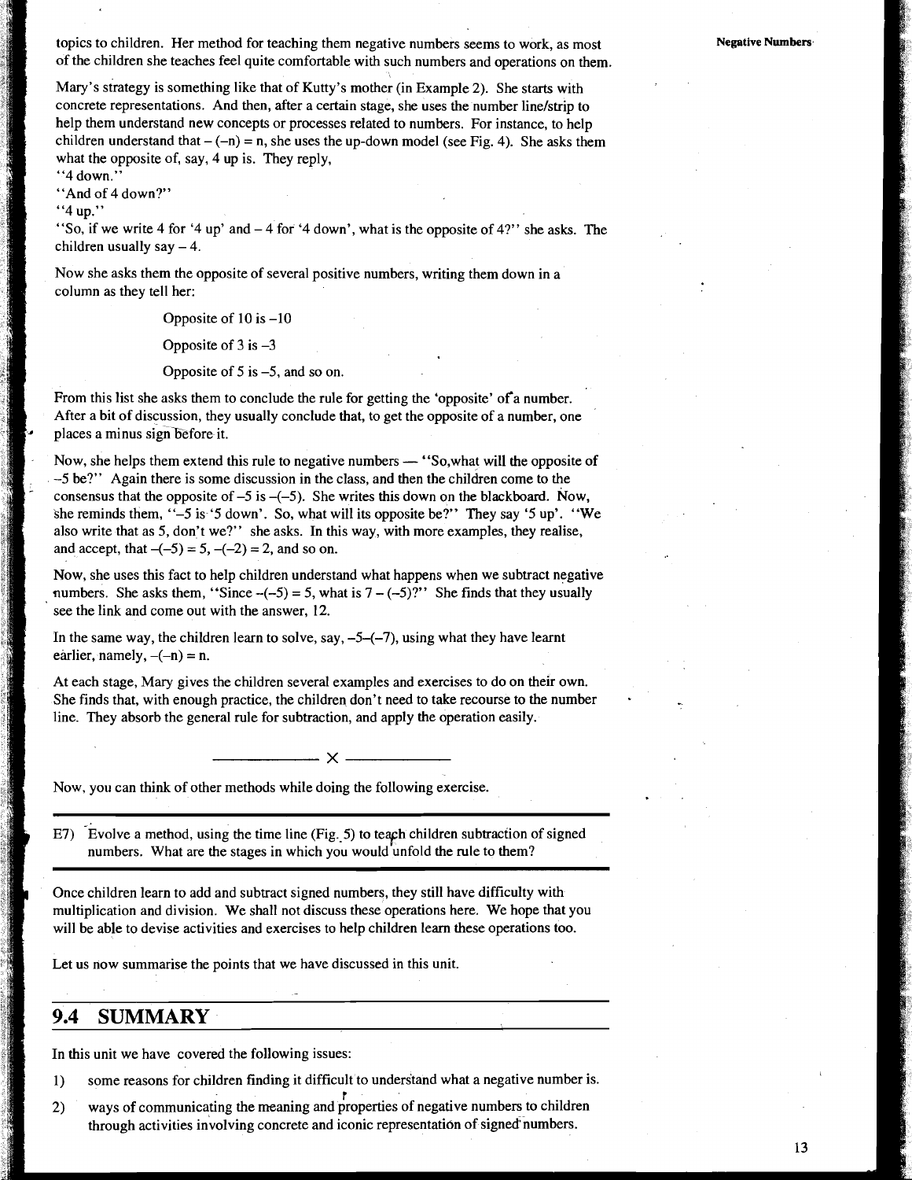topics to children. Her method for teaching them negative numbers seems to work, as most of the children she teaches feel quite comfortable with such numbers and operations on them.

Mary's strategy is something like that of Kutty's mother (in Example 2). She starts with concrete representations. And then, after a certain stage, she uses the number line/strip to help them understand new concepts or processes related to numbers. For instance, to help children understand that $-(-n) = n$, she uses the up-down model (see Fig. 4). She asks them what the opposite of, say, 4 up is. They reply,

"4 down."

"And of 4 down?"

"4 up."

"So, if we write 4 for '4 up' and $-4$ for '4 down', what is the opposite of 4?" she asks. The children usually say $-4$.

Now she asks them the opposite of several positive numbers, writing them down in a column as they tell her:

Opposite of 10 is $-10$

Opposite of 3 is $-3$

Opposite of 5 is $-5$, and so on.

From this list she asks them to conclude the rule for getting the 'opposite' of a number. After a bit of discussion, they usually conclude that, to get the opposite of a number, one places a minus sign before it.

Now, she helps them extend this rule to negative numbers — "So, what will the opposite of $-5$ be?" Again there is some discussion in the class, and then the children come to the consensus that the opposite of $-5$ is $-(-5)$. She writes this down on the blackboard. Now, she reminds them, "$-5$ is '5 down'. So, what will its opposite be?" They say '5 up'. "We also write that as 5, don't we?" she asks. In this way, with more examples, they realise, and accept, that $-(-5) = 5$, $-(-2) = 2$, and so on.

Now, she uses this fact to help children understand what happens when we subtract negative numbers. She asks them, "Since $-(-5) = 5$, what is $7 - (-5)$?" She finds that they usually see the link and come out with the answer, 12.

In the same way, the children learn to solve, say, $-5-(-7)$, using what they have learnt earlier, namely, $-(-n) = n$.

At each stage, Mary gives the children several examples and exercises to do on their own. She finds that, with enough practice, the children don't need to take recourse to the number line. They absorb the general rule for subtraction, and apply the operation easily.

———— x ————

Now, you can think of other methods while doing the following exercise.

---

E7) Evolve a method, using the time line (Fig. 5) to teach children subtraction of signed numbers. What are the stages in which you would unfold the rule to them?

---

Once children learn to add and subtract signed numbers, they still have difficulty with multiplication and division. We shall not discuss these operations here. We hope that you will be able to devise activities and exercises to help children learn these operations too.

Let us now summarise the points that we have discussed in this unit.

## 9.4 SUMMARY

In this unit we have covered the following issues:

1) some reasons for children finding it difficult to understand what a negative number is.
2) ways of communicating the meaning and properties of negative numbers to children through activities involving concrete and iconic representation of signed numbers.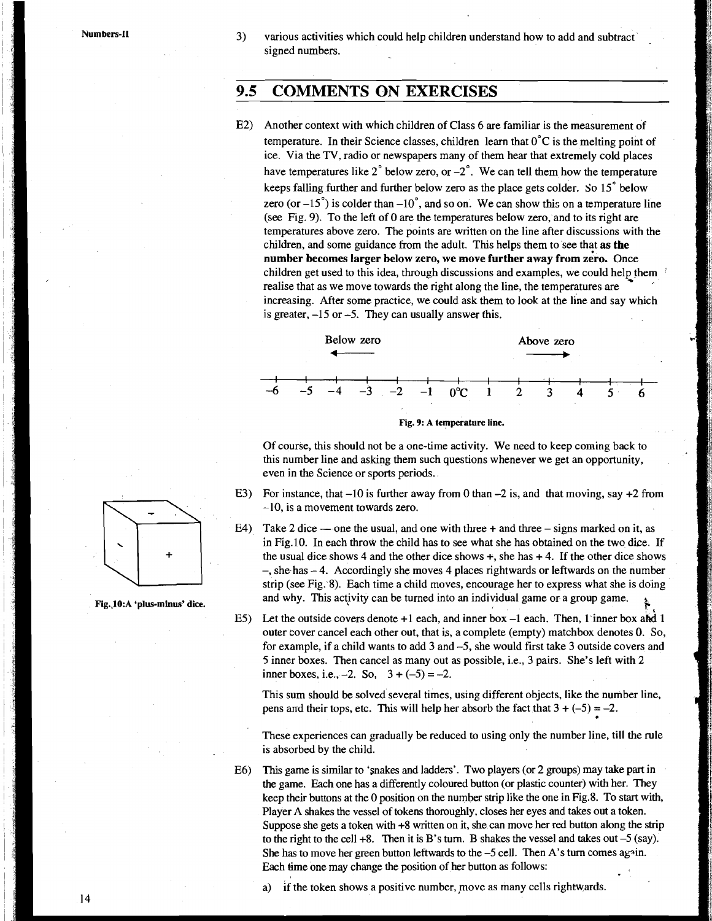3) various activities which could help children understand how to add and subtract signed numbers.

## 9.5 COMMENTS ON EXERCISES

E2) Another context with which children of Class 6 are familiar is the measurement of temperature. In their Science classes, children learn that 0°C is the melting point of ice. Via the TV, radio or newspapers many of them hear that extremely cold places have temperatures like 2° below zero, or –2°. We can tell them how the temperature keeps falling further and further below zero as the place gets colder. So 15° below zero (or –15°) is colder than –10°, and so on. We can show this on a temperature line (see Fig. 9). To the left of 0 are the temperatures below zero, and to its right are temperatures above zero. The points are written on the line after discussions with the children, and some guidance from the adult. This helps them to see that **as the number becomes larger below zero, we move further away from zero.** Once children get used to this idea, through discussions and examples, we could help them realise that as we move towards the right along the line, the temperatures are increasing. After some practice, we could ask them to look at the line and say which is greater, –15 or –5. They can usually answer this.

Below zero ← → Above zero

–6 –5 –4 –3 –2 –1 0°C 1 2 3 4 5 6

**Fig. 9: A temperature line.**

Of course, this should not be a one-time activity. We need to keep coming back to this number line and asking them such questions whenever we get an opportunity, even in the Science or sports periods.

E3) For instance, that –10 is further away from 0 than –2 is, and that moving, say +2 from –10, is a movement towards zero.

E4) Take 2 dice — one the usual, and one with three + and three – signs marked on it, as in Fig.10. In each throw the child has to see what she has obtained on the two dice. If the usual dice shows 4 and the other dice shows +, she has + 4. If the other dice shows –, she has – 4. Accordingly she moves 4 places rightwards or leftwards on the number strip (see Fig. 8). Each time a child moves, encourage her to express what she is doing and why. This activity can be turned into an individual game or a group game.

**Fig. 10: A 'plus-minus' dice.**

E5) Let the outside covers denote +1 each, and inner box –1 each. Then, 1 inner box and 1 outer cover cancel each other out, that is, a complete (empty) matchbox denotes 0. So, for example, if a child wants to add 3 and –5, she would first take 3 outside covers and 5 inner boxes. Then cancel as many out as possible, i.e., 3 pairs. She's left with 2 inner boxes, i.e., –2. So, 3 + (–5) = –2.

This sum should be solved several times, using different objects, like the number line, pens and their tops, etc. This will help her absorb the fact that 3 + (–5) = –2.

These experiences can gradually be reduced to using only the number line, till the rule is absorbed by the child.

E6) This game is similar to 'snakes and ladders'. Two players (or 2 groups) may take part in the game. Each one has a differently coloured button (or plastic counter) with her. They keep their buttons at the 0 position on the number strip like the one in Fig.8. To start with, Player A shakes the vessel of tokens thoroughly, closes her eyes and takes out a token. Suppose she gets a token with +8 written on it, she can move her red button along the strip to the right to the cell +8. Then it is B's turn. B shakes the vessel and takes out –5 (say). She has to move her green button leftwards to the –5 cell. Then A's turn comes again. Each time one may change the position of her button as follows:

a) if the token shows a positive number, move as many cells rightwards.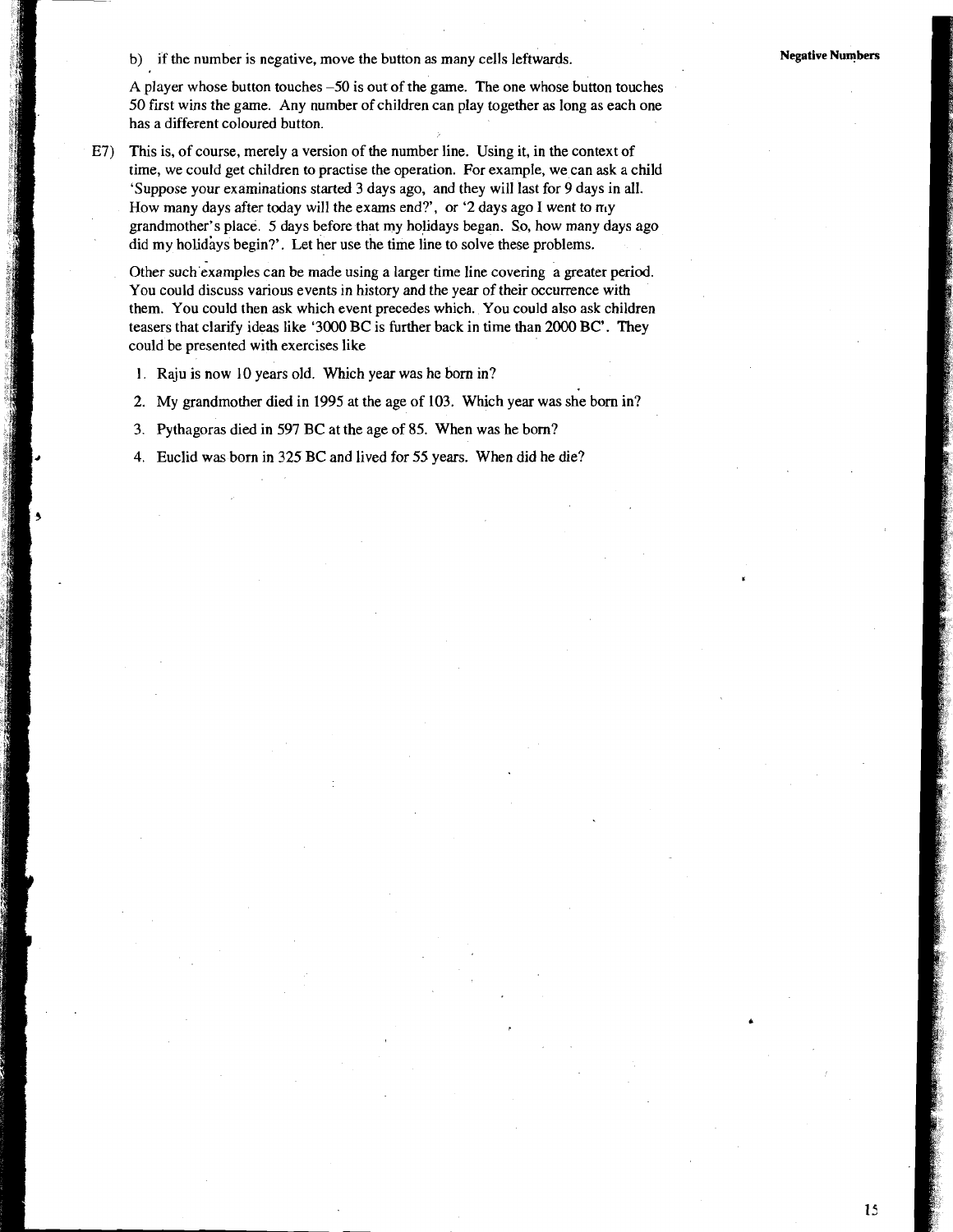b) if the number is negative, move the button as many cells leftwards.

A player whose button touches –50 is out of the game. The one whose button touches 50 first wins the game. Any number of children can play together as long as each one has a different coloured button.

E7) This is, of course, merely a version of the number line. Using it, in the context of time, we could get children to practise the operation. For example, we can ask a child 'Suppose your examinations started 3 days ago, and they will last for 9 days in all. How many days after today will the exams end?', or '2 days ago I went to my grandmother's place. 5 days before that my holidays began. So, how many days ago did my holidays begin?'. Let her use the time line to solve these problems.

Other such examples can be made using a larger time line covering a greater period. You could discuss various events in history and the year of their occurrence with them. You could then ask which event precedes which. You could also ask children teasers that clarify ideas like '3000 BC is further back in time than 2000 BC'. They could be presented with exercises like

1. Raju is now 10 years old. Which year was he born in?
2. My grandmother died in 1995 at the age of 103. Which year was she born in?
3. Pythagoras died in 597 BC at the age of 85. When was he born?
4. Euclid was born in 325 BC and lived for 55 years. When did he die?